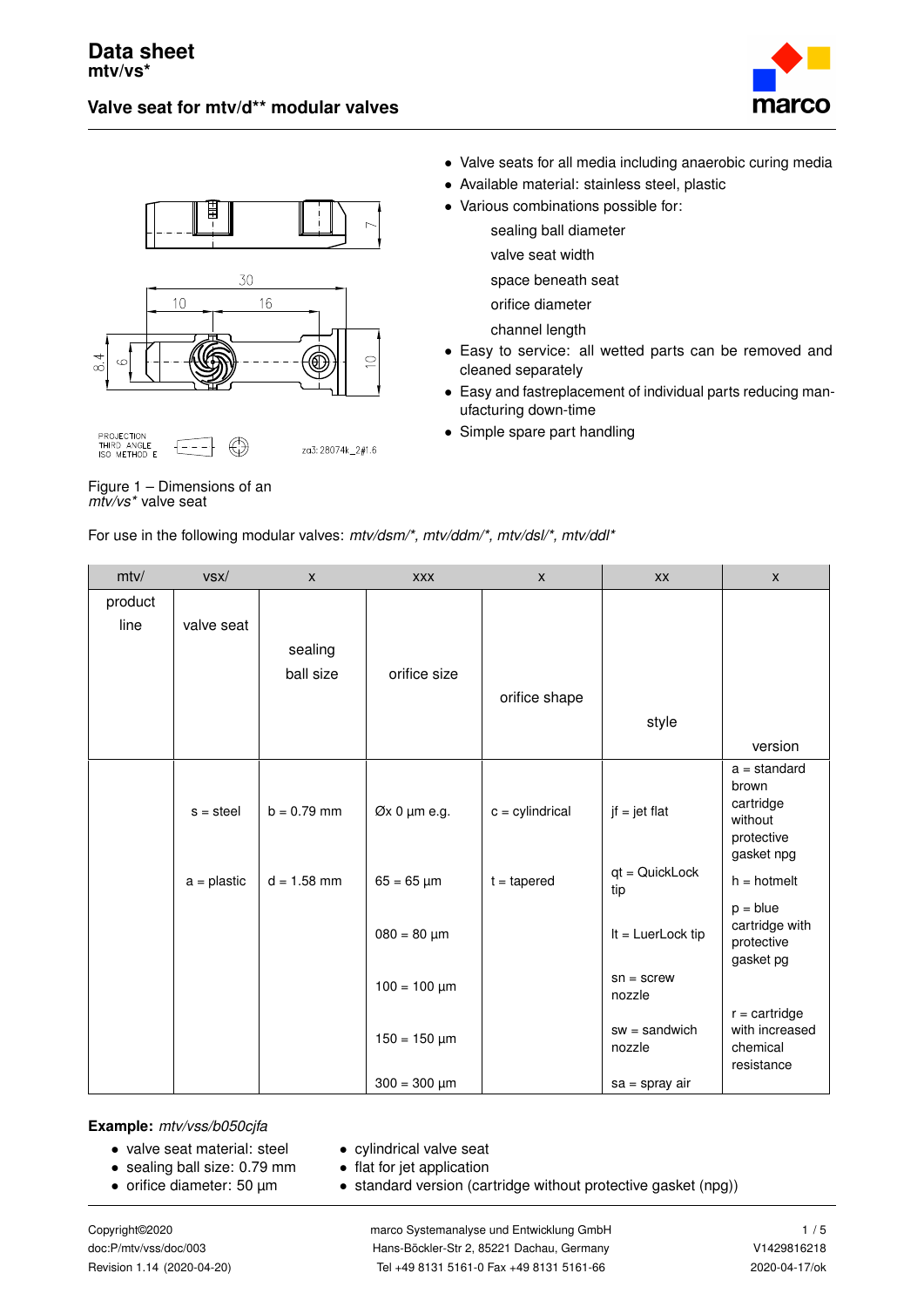# Data sheet
**mtv/vs***

## Valve seat for mtv/d** modular valves

- Valve seats for all media including anaerobic curing media
- Available material: stainless steel, plastic
- Various combinations possible for:
  - sealing ball diameter
  - valve seat width
  - space beneath seat
  - orifice diameter
  - channel length
- Easy to service: all wetted parts can be removed and cleaned separately
- Easy and fastreplacement of individual parts reducing manufacturing down-time
- Simple spare part handling

Figure 1 – Dimensions of an *mtv/vs** valve seat

For use in the following modular valves: *mtv/dsm/*, mtv/ddm/*, mtv/dsl/*, mtv/ddl**

| mtv/ | vsx/ | x | xxx | x | xx | x |
|---|---|---|---|---|---|---|
| product line | valve seat | sealing ball size | orifice size | orifice shape | style | version |
| | s = steel | b = 0.79 mm | Øx 0 µm e.g. | c = cylindrical | jf = jet flat | a = standard brown cartridge without protective gasket npg |
| | a = plastic | d = 1.58 mm | 65 = 65 µm | t = tapered | qt = QuickLock tip | h = hotmelt |
| | | | 080 = 80 µm | | lt = LuerLock tip | p = blue cartridge with protective gasket pg |
| | | | 100 = 100 µm | | sn = screw nozzle | |
| | | | 150 = 150 µm | | sw = sandwich nozzle | r = cartridge with increased chemical resistance |
| | | | 300 = 300 µm | | sa = spray air | |

**Example:** *mtv/vss/b050cjfa*

- valve seat material: steel
- sealing ball size: 0.79 mm
- orifice diameter: 50 µm
- cylindrical valve seat
- flat for jet application
- standard version (cartridge without protective gasket (npg))

Copyright©2020
doc:P/mtv/vss/doc/003
Revision 1.14 (2020-04-20)

marco Systemanalyse und Entwicklung GmbH
Hans-Böckler-Str 2, 85221 Dachau, Germany
Tel +49 8131 5161-0 Fax +49 8131 5161-66

V1429816218
2020-04-17/ok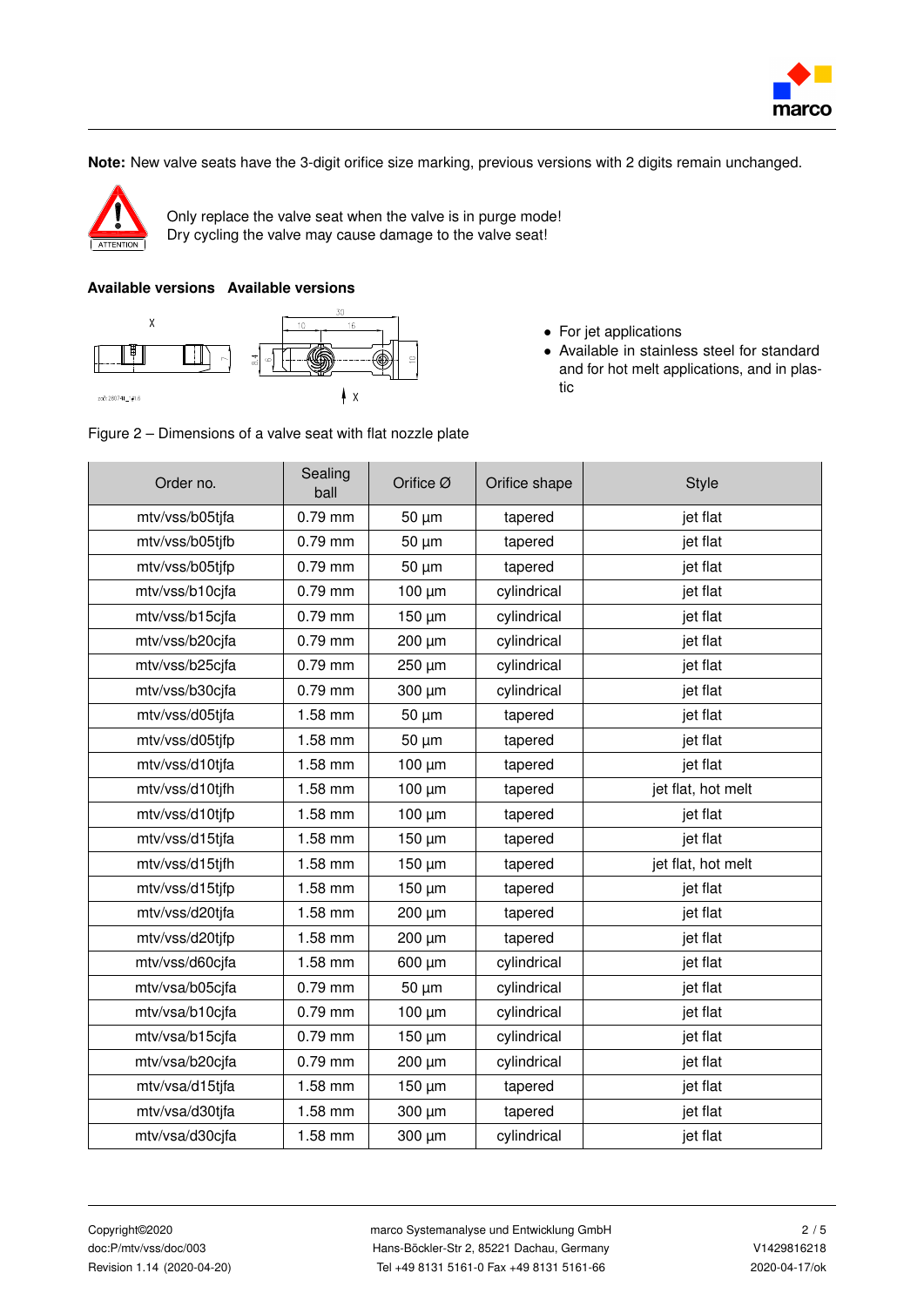**Note:** New valve seats have the 3-digit orifice size marking, previous versions with 2 digits remain unchanged.

Only replace the valve seat when the valve is in purge mode!
Dry cycling the valve may cause damage to the valve seat!

### Available versions   Available versions

- For jet applications
- Available in stainless steel for standard and for hot melt applications, and in plastic

Figure 2 – Dimensions of a valve seat with flat nozzle plate

| Order no. | Sealing ball | Orifice Ø | Orifice shape | Style |
|---|---|---|---|---|
| mtv/vss/b05tjfa | 0.79 mm | 50 µm | tapered | jet flat |
| mtv/vss/b05tjfb | 0.79 mm | 50 µm | tapered | jet flat |
| mtv/vss/b05tjfp | 0.79 mm | 50 µm | tapered | jet flat |
| mtv/vss/b10cjfa | 0.79 mm | 100 µm | cylindrical | jet flat |
| mtv/vss/b15cjfa | 0.79 mm | 150 µm | cylindrical | jet flat |
| mtv/vss/b20cjfa | 0.79 mm | 200 µm | cylindrical | jet flat |
| mtv/vss/b25cjfa | 0.79 mm | 250 µm | cylindrical | jet flat |
| mtv/vss/b30cjfa | 0.79 mm | 300 µm | cylindrical | jet flat |
| mtv/vss/d05tjfa | 1.58 mm | 50 µm | tapered | jet flat |
| mtv/vss/d05tjfp | 1.58 mm | 50 µm | tapered | jet flat |
| mtv/vss/d10tjfa | 1.58 mm | 100 µm | tapered | jet flat |
| mtv/vss/d10tjfh | 1.58 mm | 100 µm | tapered | jet flat, hot melt |
| mtv/vss/d10tjfp | 1.58 mm | 100 µm | tapered | jet flat |
| mtv/vss/d15tjfa | 1.58 mm | 150 µm | tapered | jet flat |
| mtv/vss/d15tjfh | 1.58 mm | 150 µm | tapered | jet flat, hot melt |
| mtv/vss/d15tjfp | 1.58 mm | 150 µm | tapered | jet flat |
| mtv/vss/d20tjfa | 1.58 mm | 200 µm | tapered | jet flat |
| mtv/vss/d20tjfp | 1.58 mm | 200 µm | tapered | jet flat |
| mtv/vss/d60cjfa | 1.58 mm | 600 µm | cylindrical | jet flat |
| mtv/vsa/b05cjfa | 0.79 mm | 50 µm | cylindrical | jet flat |
| mtv/vsa/b10cjfa | 0.79 mm | 100 µm | cylindrical | jet flat |
| mtv/vsa/b15cjfa | 0.79 mm | 150 µm | cylindrical | jet flat |
| mtv/vsa/b20cjfa | 0.79 mm | 200 µm | cylindrical | jet flat |
| mtv/vsa/d15tjfa | 1.58 mm | 150 µm | tapered | jet flat |
| mtv/vsa/d30tjfa | 1.58 mm | 300 µm | tapered | jet flat |
| mtv/vsa/d30cjfa | 1.58 mm | 300 µm | cylindrical | jet flat |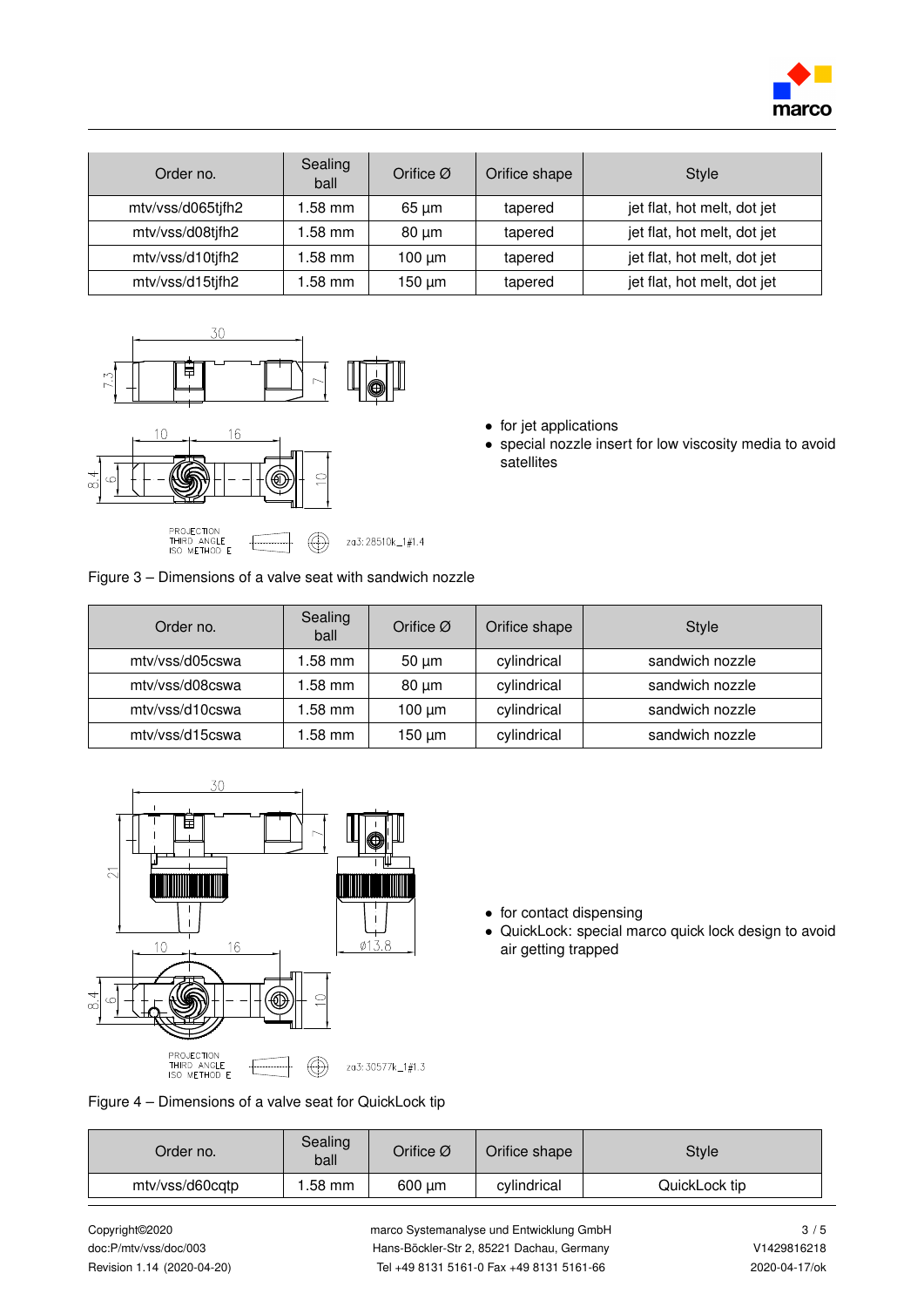| Order no. | Sealing ball | Orifice Ø | Orifice shape | Style |
|---|---|---|---|---|
| mtv/vss/d065tjfh2 | 1.58 mm | 65 µm | tapered | jet flat, hot melt, dot jet |
| mtv/vss/d08tjfh2 | 1.58 mm | 80 µm | tapered | jet flat, hot melt, dot jet |
| mtv/vss/d10tjfh2 | 1.58 mm | 100 µm | tapered | jet flat, hot melt, dot jet |
| mtv/vss/d15tjfh2 | 1.58 mm | 150 µm | tapered | jet flat, hot melt, dot jet |

- for jet applications
- special nozzle insert for low viscosity media to avoid satellites

Figure 3 – Dimensions of a valve seat with sandwich nozzle

| Order no. | Sealing ball | Orifice Ø | Orifice shape | Style |
|---|---|---|---|---|
| mtv/vss/d05cswa | 1.58 mm | 50 µm | cylindrical | sandwich nozzle |
| mtv/vss/d08cswa | 1.58 mm | 80 µm | cylindrical | sandwich nozzle |
| mtv/vss/d10cswa | 1.58 mm | 100 µm | cylindrical | sandwich nozzle |
| mtv/vss/d15cswa | 1.58 mm | 150 µm | cylindrical | sandwich nozzle |

- for contact dispensing
- QuickLock: special marco quick lock design to avoid air getting trapped

Figure 4 – Dimensions of a valve seat for QuickLock tip

| Order no. | Sealing ball | Orifice Ø | Orifice shape | Style |
|---|---|---|---|---|
| mtv/vss/d60cqtp | 1.58 mm | 600 µm | cylindrical | QuickLock tip |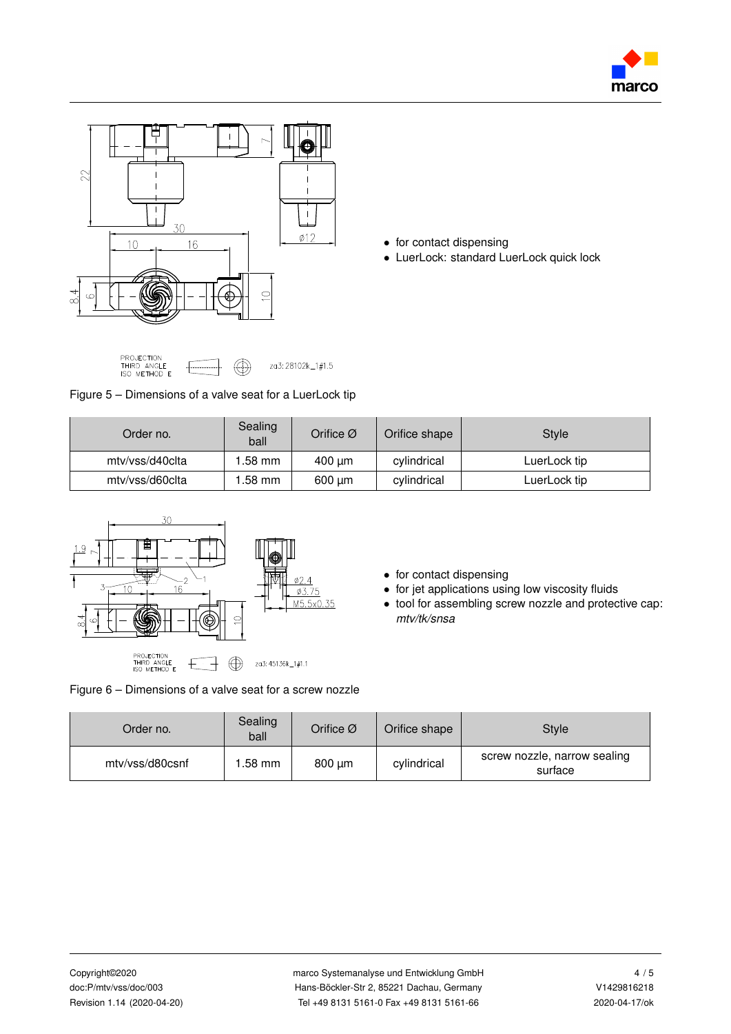- for contact dispensing
- LuerLock: standard LuerLock quick lock

Figure 5 – Dimensions of a valve seat for a LuerLock tip

| Order no. | Sealing ball | Orifice Ø | Orifice shape | Style |
|---|---|---|---|---|
| mtv/vss/d40clta | 1.58 mm | 400 µm | cylindrical | LuerLock tip |
| mtv/vss/d60clta | 1.58 mm | 600 µm | cylindrical | LuerLock tip |

- for contact dispensing
- for jet applications using low viscosity fluids
- tool for assembling screw nozzle and protective cap: *mtv/tk/snsa*

Figure 6 – Dimensions of a valve seat for a screw nozzle

| Order no. | Sealing ball | Orifice Ø | Orifice shape | Style |
|---|---|---|---|---|
| mtv/vss/d80csnf | 1.58 mm | 800 µm | cylindrical | screw nozzle, narrow sealing surface |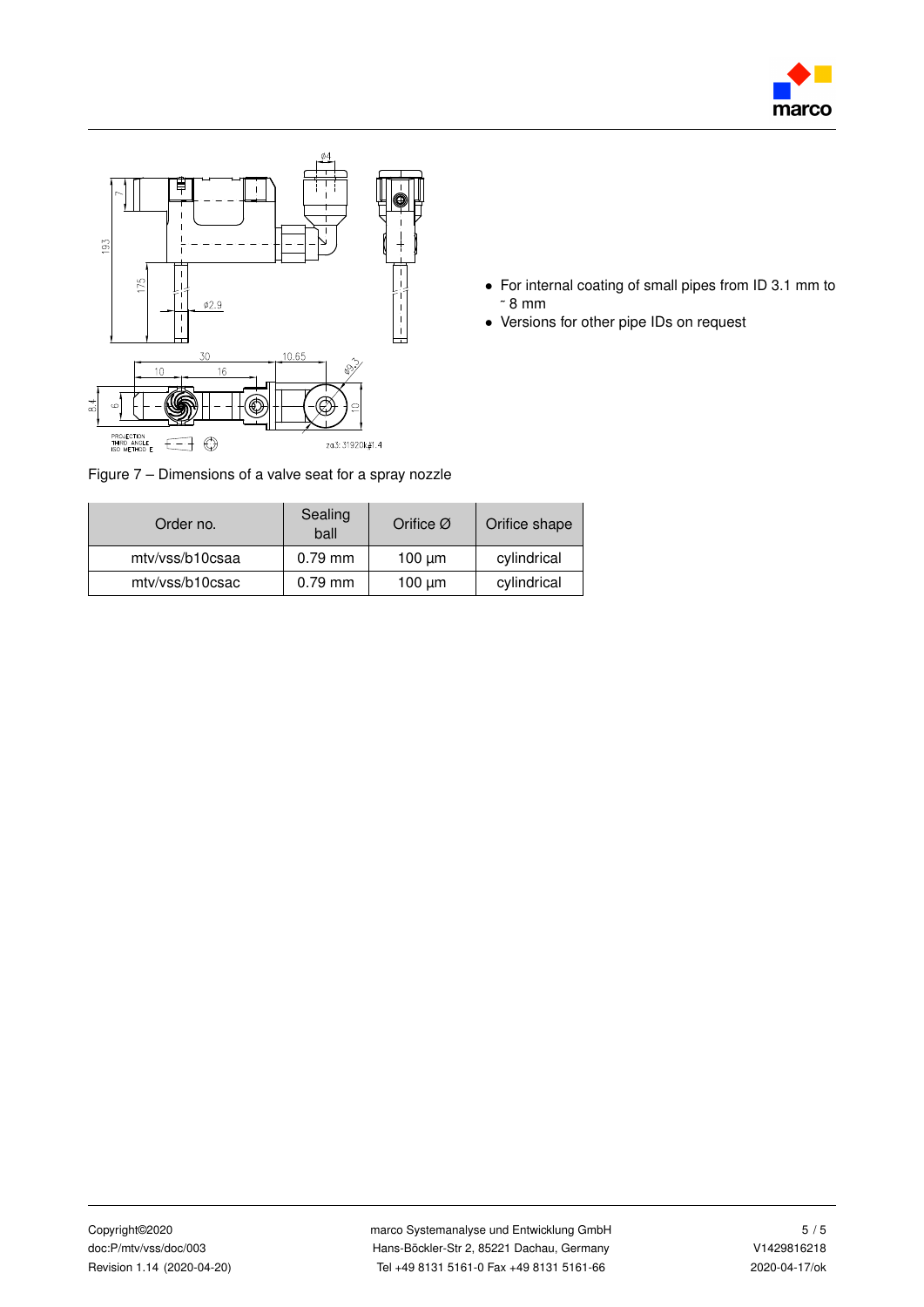Ø4

193

175

7

Ø2.9

30

10

16

10.65

Ø9.3

8.4

6

10

PROJECTION THIRD ANGLE ISO METHOD E

za3: 31920k#1.4

- For internal coating of small pipes from ID 3.1 mm to ˜ 8 mm
- Versions for other pipe IDs on request

Figure 7 – Dimensions of a valve seat for a spray nozzle

| Order no. | Sealing ball | Orifice Ø | Orifice shape |
|---|---|---|---|
| mtv/vss/b10csaa | 0.79 mm | 100 µm | cylindrical |
| mtv/vss/b10csac | 0.79 mm | 100 µm | cylindrical |